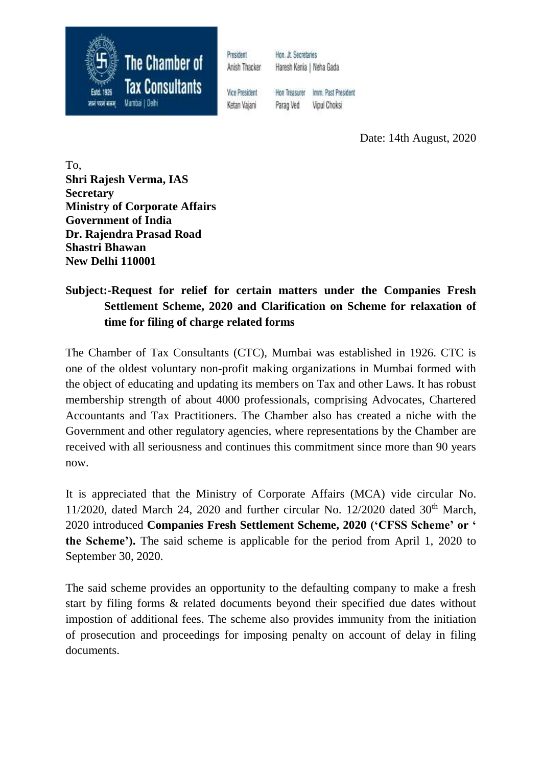**The Chamber of Tax Consultants**

Estd. 1926

ज्ञानं परमं बलम्

Mumbai | Delhi

President: Anish Thacker | Hon. Jt. Secretaries: Haresh Kenia | Neha Gada

Vice President: Ketan Vajani | Hon Treasurer: Parag Ved | Imm. Past President: Vipul Choksi

Date: 14th August, 2020

To,
**Shri Rajesh Verma, IAS**
**Secretary**
**Ministry of Corporate Affairs**
**Government of India**
**Dr. Rajendra Prasad Road**
**Shastri Bhawan**
**New Delhi 110001**

**Subject:-Request for relief for certain matters under the Companies Fresh Settlement Scheme, 2020 and Clarification on Scheme for relaxation of time for filing of charge related forms**

The Chamber of Tax Consultants (CTC), Mumbai was established in 1926. CTC is one of the oldest voluntary non-profit making organizations in Mumbai formed with the object of educating and updating its members on Tax and other Laws. It has robust membership strength of about 4000 professionals, comprising Advocates, Chartered Accountants and Tax Practitioners. The Chamber also has created a niche with the Government and other regulatory agencies, where representations by the Chamber are received with all seriousness and continues this commitment since more than 90 years now.

It is appreciated that the Ministry of Corporate Affairs (MCA) vide circular No. 11/2020, dated March 24, 2020 and further circular No. 12/2020 dated 30th March, 2020 introduced **Companies Fresh Settlement Scheme, 2020 ('CFSS Scheme' or ' the Scheme').** The said scheme is applicable for the period from April 1, 2020 to September 30, 2020.

The said scheme provides an opportunity to the defaulting company to make a fresh start by filing forms & related documents beyond their specified due dates without impostion of additional fees. The scheme also provides immunity from the initiation of prosecution and proceedings for imposing penalty on account of delay in filing documents.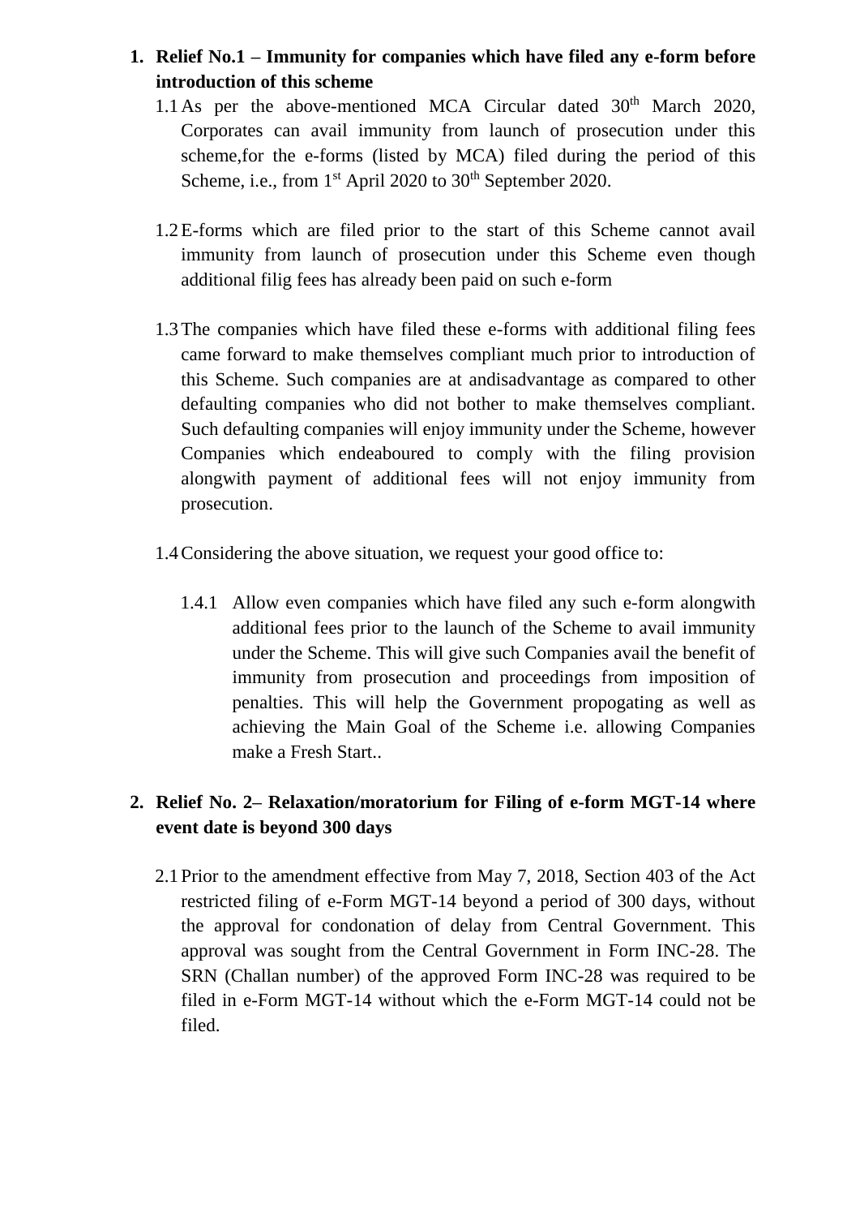1. **Relief No.1 – Immunity for companies which have filed any e-form before introduction of this scheme**

    1.1 As per the above-mentioned MCA Circular dated 30th March 2020, Corporates can avail immunity from launch of prosecution under this scheme,for the e-forms (listed by MCA) filed during the period of this Scheme, i.e., from 1st April 2020 to 30th September 2020.

    1.2 E-forms which are filed prior to the start of this Scheme cannot avail immunity from launch of prosecution under this Scheme even though additional filig fees has already been paid on such e-form

    1.3 The companies which have filed these e-forms with additional filing fees came forward to make themselves compliant much prior to introduction of this Scheme. Such companies are at andisadvantage as compared to other defaulting companies who did not bother to make themselves compliant. Such defaulting companies will enjoy immunity under the Scheme, however Companies which endeaboured to comply with the filing provision alongwith payment of additional fees will not enjoy immunity from prosecution.

    1.4 Considering the above situation, we request your good office to:

        1.4.1 Allow even companies which have filed any such e-form alongwith additional fees prior to the launch of the Scheme to avail immunity under the Scheme. This will give such Companies avail the benefit of immunity from prosecution and proceedings from imposition of penalties. This will help the Government propogating as well as achieving the Main Goal of the Scheme i.e. allowing Companies make a Fresh Start..

2. **Relief No. 2– Relaxation/moratorium for Filing of e-form MGT-14 where event date is beyond 300 days**

    2.1 Prior to the amendment effective from May 7, 2018, Section 403 of the Act restricted filing of e-Form MGT-14 beyond a period of 300 days, without the approval for condonation of delay from Central Government. This approval was sought from the Central Government in Form INC-28. The SRN (Challan number) of the approved Form INC-28 was required to be filed in e-Form MGT-14 without which the e-Form MGT-14 could not be filed.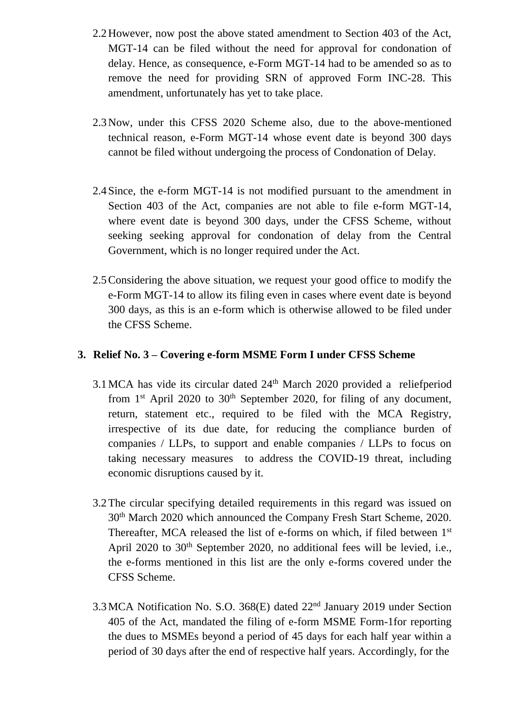2.2 However, now post the above stated amendment to Section 403 of the Act, MGT-14 can be filed without the need for approval for condonation of delay. Hence, as consequence, e-Form MGT-14 had to be amended so as to remove the need for providing SRN of approved Form INC-28. This amendment, unfortunately has yet to take place.

2.3 Now, under this CFSS 2020 Scheme also, due to the above-mentioned technical reason, e-Form MGT-14 whose event date is beyond 300 days cannot be filed without undergoing the process of Condonation of Delay.

2.4 Since, the e-form MGT-14 is not modified pursuant to the amendment in Section 403 of the Act, companies are not able to file e-form MGT-14, where event date is beyond 300 days, under the CFSS Scheme, without seeking seeking approval for condonation of delay from the Central Government, which is no longer required under the Act.

2.5 Considering the above situation, we request your good office to modify the e-Form MGT-14 to allow its filing even in cases where event date is beyond 300 days, as this is an e-form which is otherwise allowed to be filed under the CFSS Scheme.

**3. Relief No. 3 – Covering e-form MSME Form I under CFSS Scheme**

3.1 MCA has vide its circular dated 24th March 2020 provided a reliefperiod from 1st April 2020 to 30th September 2020, for filing of any document, return, statement etc., required to be filed with the MCA Registry, irrespective of its due date, for reducing the compliance burden of companies / LLPs, to support and enable companies / LLPs to focus on taking necessary measures to address the COVID-19 threat, including economic disruptions caused by it.

3.2 The circular specifying detailed requirements in this regard was issued on 30th March 2020 which announced the Company Fresh Start Scheme, 2020. Thereafter, MCA released the list of e-forms on which, if filed between 1st April 2020 to 30th September 2020, no additional fees will be levied, i.e., the e-forms mentioned in this list are the only e-forms covered under the CFSS Scheme.

3.3 MCA Notification No. S.O. 368(E) dated 22nd January 2019 under Section 405 of the Act, mandated the filing of e-form MSME Form-1for reporting the dues to MSMEs beyond a period of 45 days for each half year within a period of 30 days after the end of respective half years. Accordingly, for the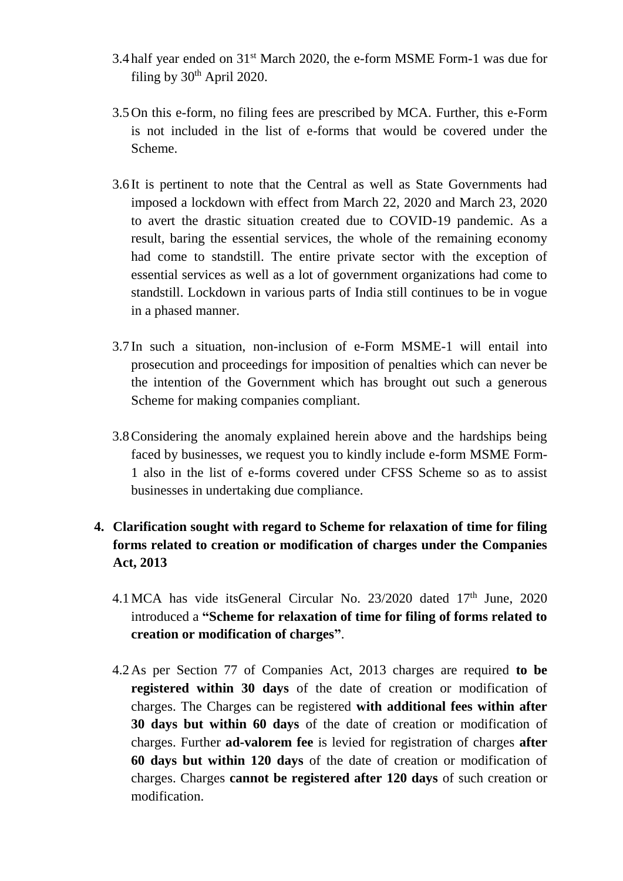3.4 half year ended on 31st March 2020, the e-form MSME Form-1 was due for filing by 30th April 2020.

3.5 On this e-form, no filing fees are prescribed by MCA. Further, this e-Form is not included in the list of e-forms that would be covered under the Scheme.

3.6 It is pertinent to note that the Central as well as State Governments had imposed a lockdown with effect from March 22, 2020 and March 23, 2020 to avert the drastic situation created due to COVID-19 pandemic. As a result, baring the essential services, the whole of the remaining economy had come to standstill. The entire private sector with the exception of essential services as well as a lot of government organizations had come to standstill. Lockdown in various parts of India still continues to be in vogue in a phased manner.

3.7 In such a situation, non-inclusion of e-Form MSME-1 will entail into prosecution and proceedings for imposition of penalties which can never be the intention of the Government which has brought out such a generous Scheme for making companies compliant.

3.8 Considering the anomaly explained herein above and the hardships being faced by businesses, we request you to kindly include e-form MSME Form-1 also in the list of e-forms covered under CFSS Scheme so as to assist businesses in undertaking due compliance.

## 4. Clarification sought with regard to Scheme for relaxation of time for filing forms related to creation or modification of charges under the Companies Act, 2013

4.1 MCA has vide itsGeneral Circular No. 23/2020 dated 17th June, 2020 introduced a **"Scheme for relaxation of time for filing of forms related to creation or modification of charges"**.

4.2 As per Section 77 of Companies Act, 2013 charges are required **to be registered within 30 days** of the date of creation or modification of charges. The Charges can be registered **with additional fees within after 30 days but within 60 days** of the date of creation or modification of charges. Further **ad-valorem fee** is levied for registration of charges **after 60 days but within 120 days** of the date of creation or modification of charges. Charges **cannot be registered after 120 days** of such creation or modification.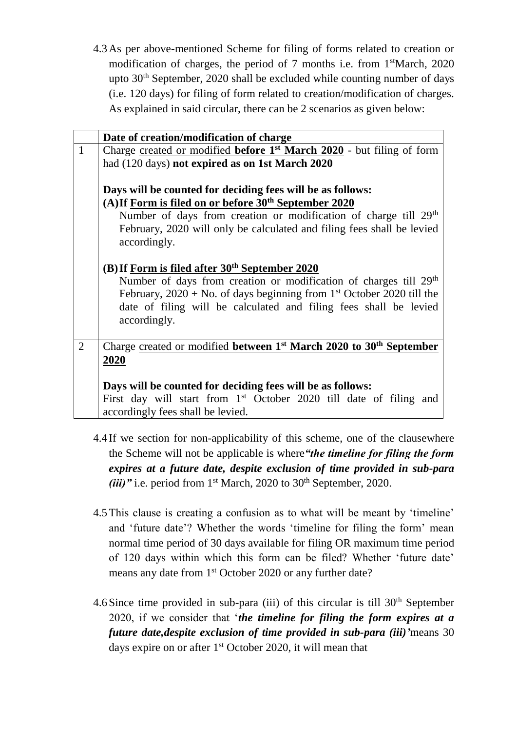4.3 As per above-mentioned Scheme for filing of forms related to creation or modification of charges, the period of 7 months i.e. from 1st March, 2020 upto 30th September, 2020 shall be excluded while counting number of days (i.e. 120 days) for filing of form related to creation/modification of charges. As explained in said circular, there can be 2 scenarios as given below:

| | **Date of creation/modification of charge** |
|---|---|
| 1 | Charge <u>created or modified</u> **<u>before 1st March 2020</u>** - but filing of form had (120 days) **not expired as on 1st March 2020**<br><br>**Days will be counted for deciding fees will be as follows:**<br>**(A) If <u>Form is filed on or before 30th September 2020</u>**<br>Number of days from creation or modification of charge till 29th February, 2020 will only be calculated and filing fees shall be levied accordingly.<br><br>**(B) If <u>Form is filed after 30th September 2020</u>**<br>Number of days from creation or modification of charges till 29th February, 2020 + No. of days beginning from 1st October 2020 till the date of filing will be calculated and filing fees shall be levied accordingly. |
| 2 | Charge <u>created or modified</u> **<u>between 1st March 2020 to 30th September 2020</u>**<br><br>**Days will be counted for deciding fees will be as follows:**<br>First day will start from 1st October 2020 till date of filing and accordingly fees shall be levied. |

4.4 If we section for non-applicability of this scheme, one of the clausewhere the Scheme will not be applicable is where***"the timeline for filing the form expires at a future date, despite exclusion of time provided in sub-para (iii)"*** i.e. period from 1st March, 2020 to 30th September, 2020.

4.5 This clause is creating a confusion as to what will be meant by 'timeline' and 'future date'? Whether the words 'timeline for filing the form' mean normal time period of 30 days available for filing OR maximum time period of 120 days within which this form can be filed? Whether 'future date' means any date from 1st October 2020 or any further date?

4.6 Since time provided in sub-para (iii) of this circular is till 30th September 2020, if we consider that '***the timeline for filing the form expires at a future date,despite exclusion of time provided in sub-para (iii)'***means 30 days expire on or after 1st October 2020, it will mean that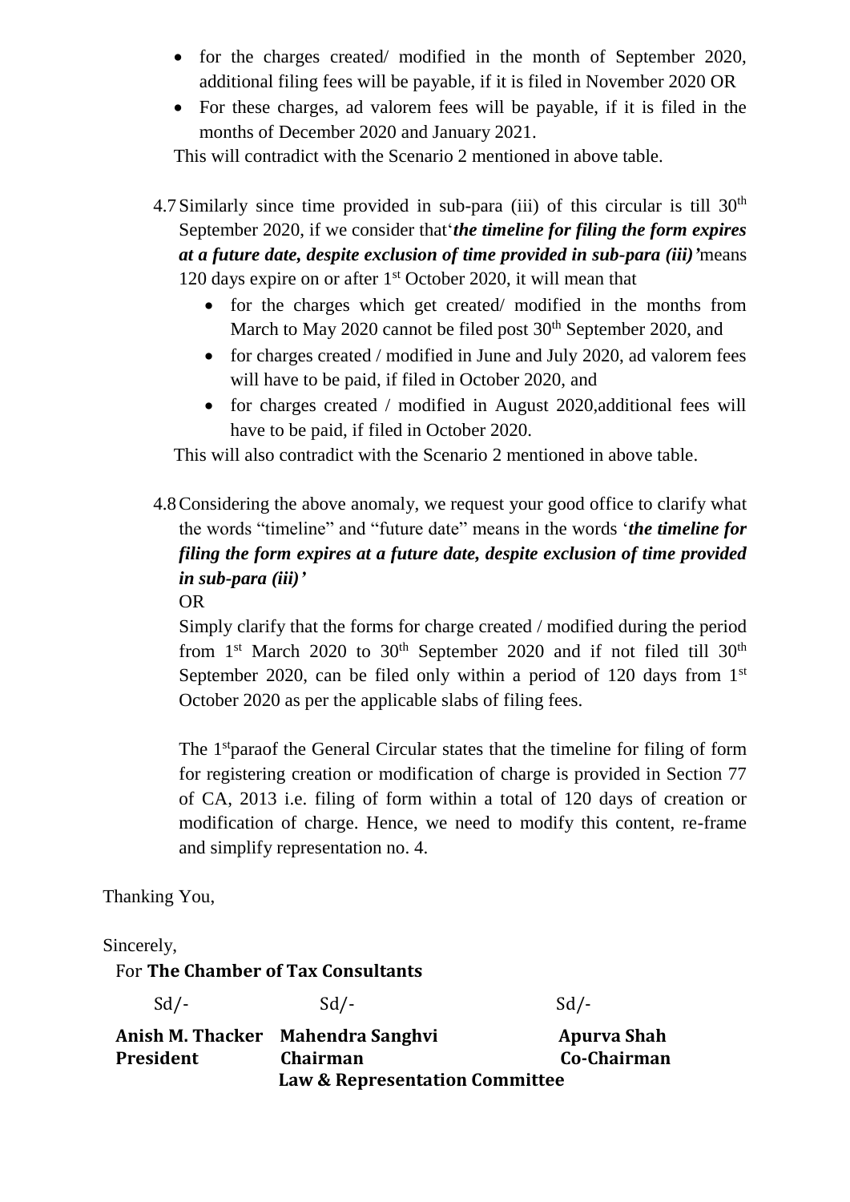- for the charges created/ modified in the month of September 2020, additional filing fees will be payable, if it is filed in November 2020 OR
- For these charges, ad valorem fees will be payable, if it is filed in the months of December 2020 and January 2021.

This will contradict with the Scenario 2 mentioned in above table.

4.7 Similarly since time provided in sub-para (iii) of this circular is till 30th September 2020, if we consider that '***the timeline for filing the form expires at a future date, despite exclusion of time provided in sub-para (iii)'*** means 120 days expire on or after 1st October 2020, it will mean that

- for the charges which get created/ modified in the months from March to May 2020 cannot be filed post 30th September 2020, and
- for charges created / modified in June and July 2020, ad valorem fees will have to be paid, if filed in October 2020, and
- for charges created / modified in August 2020, additional fees will have to be paid, if filed in October 2020.

This will also contradict with the Scenario 2 mentioned in above table.

4.8 Considering the above anomaly, we request your good office to clarify what the words "timeline" and "future date" means in the words '***the timeline for filing the form expires at a future date, despite exclusion of time provided in sub-para (iii)'***

OR

Simply clarify that the forms for charge created / modified during the period from 1st March 2020 to 30th September 2020 and if not filed till 30th September 2020, can be filed only within a period of 120 days from 1st October 2020 as per the applicable slabs of filing fees.

The 1st para of the General Circular states that the timeline for filing of form for registering creation or modification of charge is provided in Section 77 of CA, 2013 i.e. filing of form within a total of 120 days of creation or modification of charge. Hence, we need to modify this content, re-frame and simplify representation no. 4.

Thanking You,

Sincerely,

For **The Chamber of Tax Consultants**

| | | |
|---|---|---|
| Sd/- | Sd/- | Sd/- |
| **Anish M. Thacker** | **Mahendra Sanghvi** | **Apurva Shah** |
| **President** | **Chairman** | **Co-Chairman** |
| | **Law & Representation Committee** | |